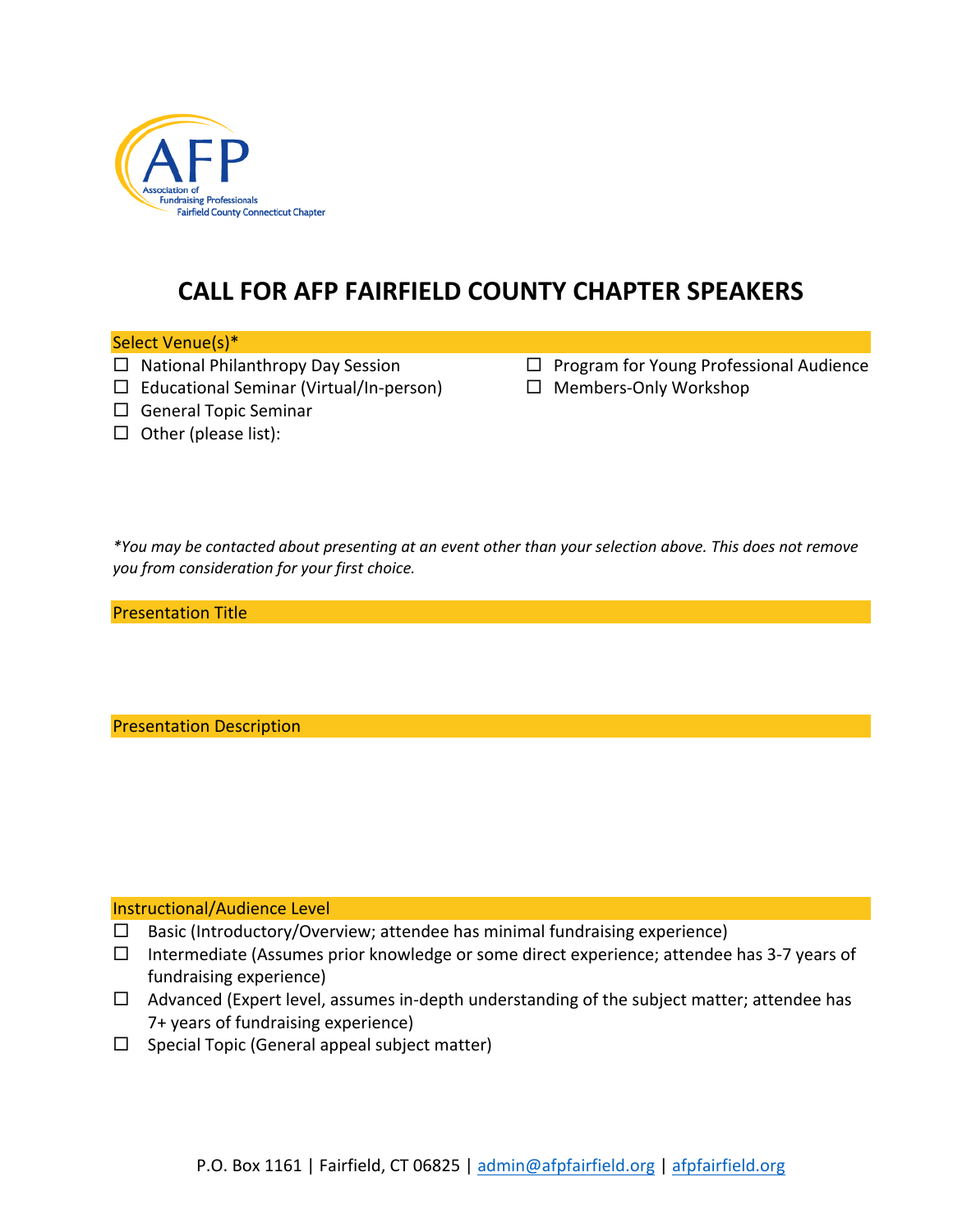Association of Fundraising Professionals
Fairfield County Connecticut Chapter

# CALL FOR AFP FAIRFIELD COUNTY CHAPTER SPEAKERS

## Select Venue(s)*

- ☐ National Philanthropy Day Session
- ☐ Educational Seminar (Virtual/In-person)
- ☐ General Topic Seminar
- ☐ Other (please list):
- ☐ Program for Young Professional Audience
- ☐ Members-Only Workshop

*\*You may be contacted about presenting at an event other than your selection above. This does not remove you from consideration for your first choice.*

## Presentation Title

## Presentation Description

## Instructional/Audience Level

- ☐ Basic (Introductory/Overview; attendee has minimal fundraising experience)
- ☐ Intermediate (Assumes prior knowledge or some direct experience; attendee has 3-7 years of fundraising experience)
- ☐ Advanced (Expert level, assumes in-depth understanding of the subject matter; attendee has 7+ years of fundraising experience)
- ☐ Special Topic (General appeal subject matter)

P.O. Box 1161 | Fairfield, CT 06825 | admin@afpfairfield.org | afpfairfield.org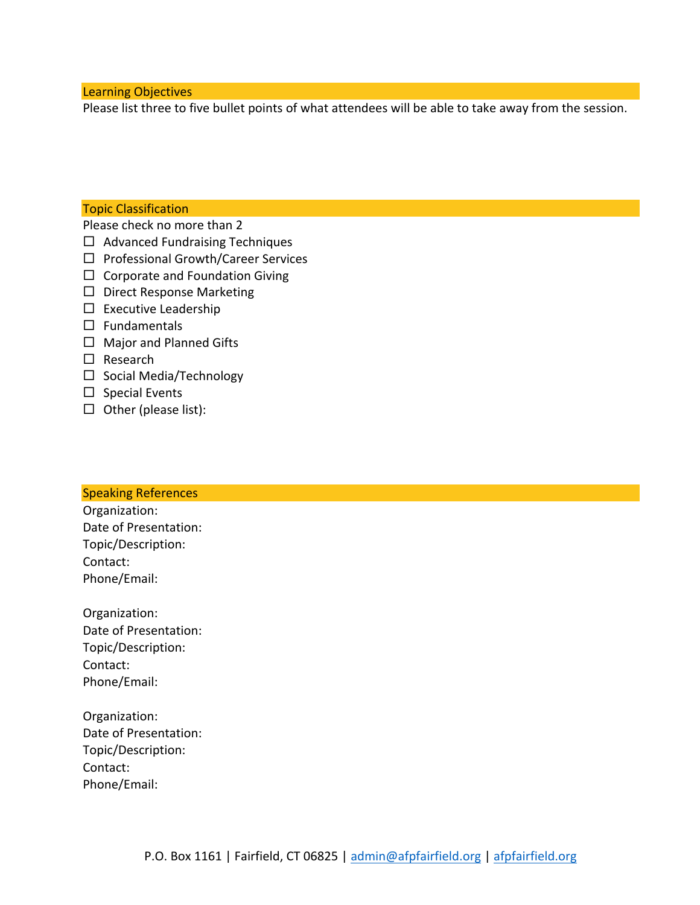## Learning Objectives

Please list three to five bullet points of what attendees will be able to take away from the session.

## Topic Classification

Please check no more than 2

- ☐ Advanced Fundraising Techniques
- ☐ Professional Growth/Career Services
- ☐ Corporate and Foundation Giving
- ☐ Direct Response Marketing
- ☐ Executive Leadership
- ☐ Fundamentals
- ☐ Major and Planned Gifts
- ☐ Research
- ☐ Social Media/Technology
- ☐ Special Events
- ☐ Other (please list):

## Speaking References

Organization:
Date of Presentation:
Topic/Description:
Contact:
Phone/Email:

Organization:
Date of Presentation:
Topic/Description:
Contact:
Phone/Email:

Organization:
Date of Presentation:
Topic/Description:
Contact:
Phone/Email:

P.O. Box 1161 | Fairfield, CT 06825 | admin@afpfairfield.org | afpfairfield.org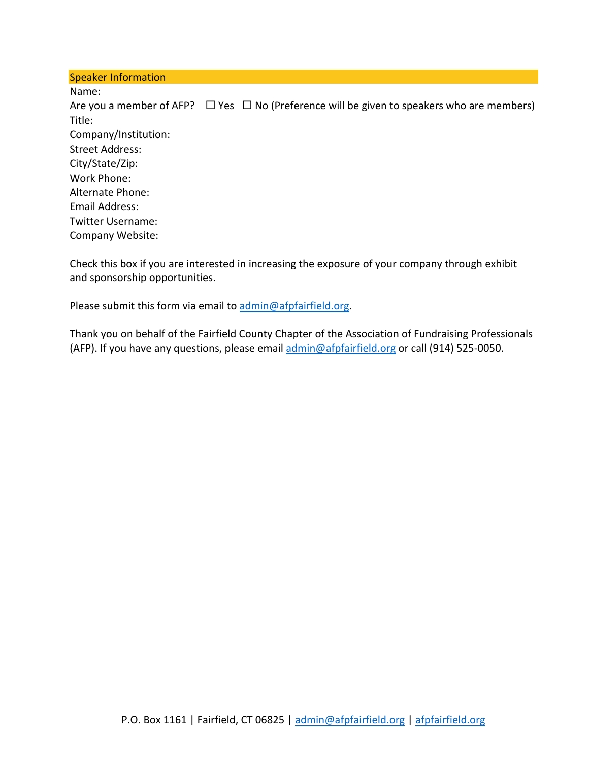## Speaker Information

Name:

Are you a member of AFP? ☐ Yes ☐ No (Preference will be given to speakers who are members)

Title:

Company/Institution:

Street Address:

City/State/Zip:

Work Phone:

Alternate Phone:

Email Address:

Twitter Username:

Company Website:

Check this box if you are interested in increasing the exposure of your company through exhibit and sponsorship opportunities.

Please submit this form via email to admin@afpfairfield.org.

Thank you on behalf of the Fairfield County Chapter of the Association of Fundraising Professionals (AFP). If you have any questions, please email admin@afpfairfield.org or call (914) 525-0050.

P.O. Box 1161 | Fairfield, CT 06825 | admin@afpfairfield.org | afpfairfield.org